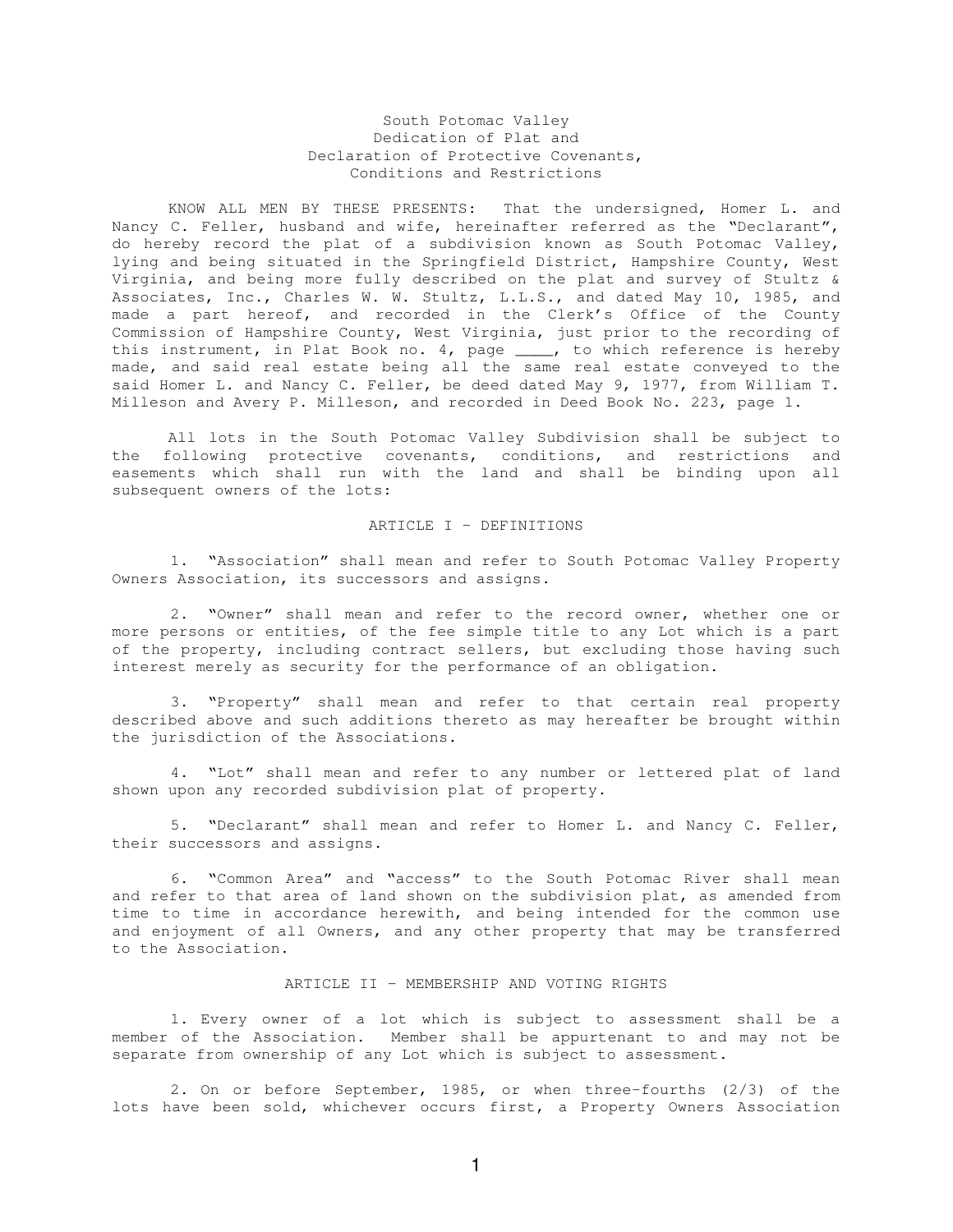# South Potomac Valley
## Dedication of Plat and
## Declaration of Protective Covenants, Conditions and Restrictions

KNOW ALL MEN BY THESE PRESENTS: That the undersigned, Homer L. and Nancy C. Feller, husband and wife, hereinafter referred as the "Declarant", do hereby record the plat of a subdivision known as South Potomac Valley, lying and being situated in the Springfield District, Hampshire County, West Virginia, and being more fully described on the plat and survey of Stultz & Associates, Inc., Charles W. W. Stultz, L.L.S., and dated May 10, 1985, and made a part hereof, and recorded in the Clerk's Office of the County Commission of Hampshire County, West Virginia, just prior to the recording of this instrument, in Plat Book no. 4, page ____, to which reference is hereby made, and said real estate being all the same real estate conveyed to the said Homer L. and Nancy C. Feller, be deed dated May 9, 1977, from William T. Milleson and Avery P. Milleson, and recorded in Deed Book No. 223, page 1.

All lots in the South Potomac Valley Subdivision shall be subject to the following protective covenants, conditions, and restrictions and easements which shall run with the land and shall be binding upon all subsequent owners of the lots:

## ARTICLE I – DEFINITIONS

1. "Association" shall mean and refer to South Potomac Valley Property Owners Association, its successors and assigns.

2. "Owner" shall mean and refer to the record owner, whether one or more persons or entities, of the fee simple title to any Lot which is a part of the property, including contract sellers, but excluding those having such interest merely as security for the performance of an obligation.

3. "Property" shall mean and refer to that certain real property described above and such additions thereto as may hereafter be brought within the jurisdiction of the Associations.

4. "Lot" shall mean and refer to any number or lettered plat of land shown upon any recorded subdivision plat of property.

5. "Declarant" shall mean and refer to Homer L. and Nancy C. Feller, their successors and assigns.

6. "Common Area" and "access" to the South Potomac River shall mean and refer to that area of land shown on the subdivision plat, as amended from time to time in accordance herewith, and being intended for the common use and enjoyment of all Owners, and any other property that may be transferred to the Association.

## ARTICLE II – MEMBERSHIP AND VOTING RIGHTS

1. Every owner of a lot which is subject to assessment shall be a member of the Association. Member shall be appurtenant to and may not be separate from ownership of any Lot which is subject to assessment.

2. On or before September, 1985, or when three-fourths (2/3) of the lots have been sold, whichever occurs first, a Property Owners Association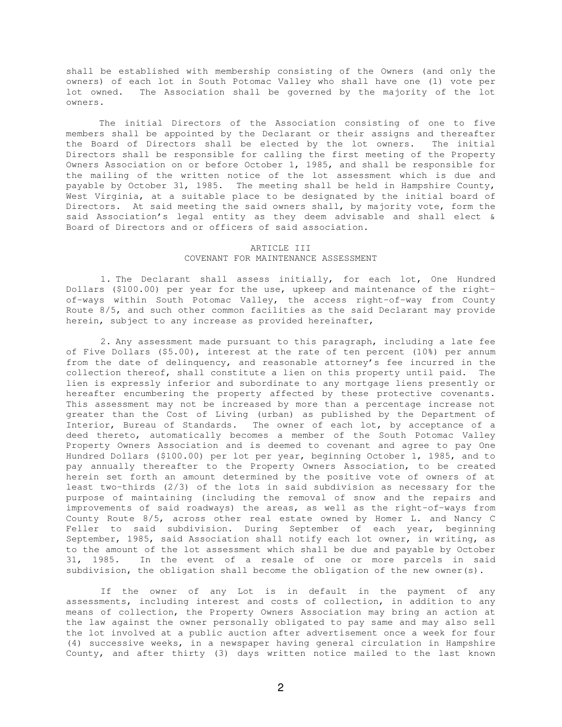shall be established with membership consisting of the Owners (and only the owners) of each lot in South Potomac Valley who shall have one (1) vote per lot owned. The Association shall be governed by the majority of the lot owners.

The initial Directors of the Association consisting of one to five members shall be appointed by the Declarant or their assigns and thereafter the Board of Directors shall be elected by the lot owners. The initial Directors shall be responsible for calling the first meeting of the Property Owners Association on or before October 1, 1985, and shall be responsible for the mailing of the written notice of the lot assessment which is due and payable by October 31, 1985. The meeting shall be held in Hampshire County, West Virginia, at a suitable place to be designated by the initial board of Directors. At said meeting the said owners shall, by majority vote, form the said Association's legal entity as they deem advisable and shall elect & Board of Directors and or officers of said association.

## ARTICLE III
## COVENANT FOR MAINTENANCE ASSESSMENT

1. The Declarant shall assess initially, for each lot, One Hundred Dollars ($100.00) per year for the use, upkeep and maintenance of the right-of-ways within South Potomac Valley, the access right-of-way from County Route 8/5, and such other common facilities as the said Declarant may provide herein, subject to any increase as provided hereinafter,

2. Any assessment made pursuant to this paragraph, including a late fee of Five Dollars ($5.00), interest at the rate of ten percent (10%) per annum from the date of delinquency, and reasonable attorney's fee incurred in the collection thereof, shall constitute a lien on this property until paid. The lien is expressly inferior and subordinate to any mortgage liens presently or hereafter encumbering the property affected by these protective covenants. This assessment may not be increased by more than a percentage increase not greater than the Cost of Living (urban) as published by the Department of Interior, Bureau of Standards. The owner of each lot, by acceptance of a deed thereto, automatically becomes a member of the South Potomac Valley Property Owners Association and is deemed to covenant and agree to pay One Hundred Dollars ($100.00) per lot per year, beginning October 1, 1985, and to pay annually thereafter to the Property Owners Association, to be created herein set forth an amount determined by the positive vote of owners of at least two-thirds (2/3) of the lots in said subdivision as necessary for the purpose of maintaining (including the removal of snow and the repairs and improvements of said roadways) the areas, as well as the right-of-ways from County Route 8/5, across other real estate owned by Homer L. and Nancy C Feller to said subdivision. During September of each year, beginning September, 1985, said Association shall notify each lot owner, in writing, as to the amount of the lot assessment which shall be due and payable by October 31, 1985. In the event of a resale of one or more parcels in said subdivision, the obligation shall become the obligation of the new owner(s).

If the owner of any Lot is in default in the payment of any assessments, including interest and costs of collection, in addition to any means of collection, the Property Owners Association may bring an action at the law against the owner personally obligated to pay same and may also sell the lot involved at a public auction after advertisement once a week for four (4) successive weeks, in a newspaper having general circulation in Hampshire County, and after thirty (3) days written notice mailed to the last known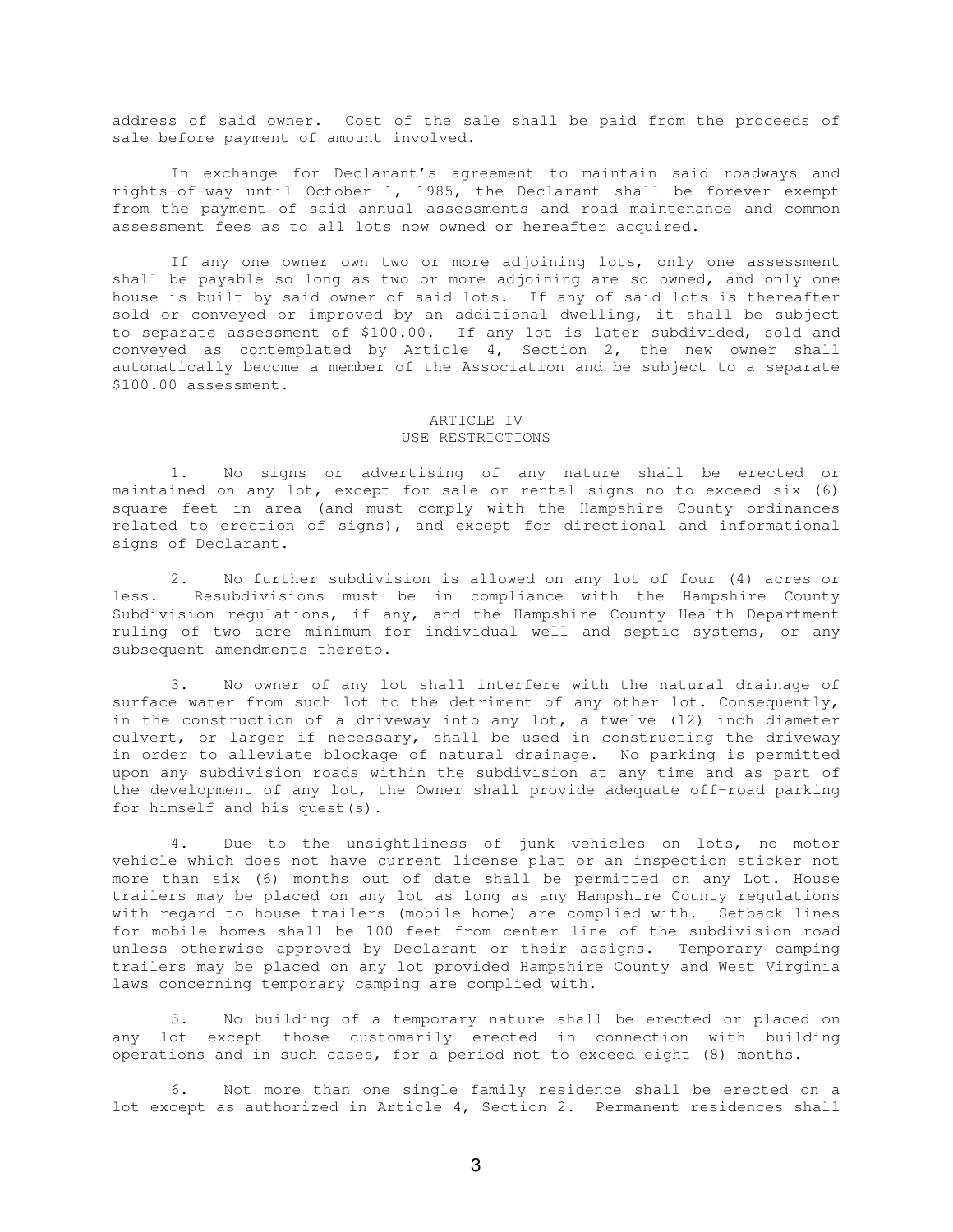address of said owner. Cost of the sale shall be paid from the proceeds of sale before payment of amount involved.

In exchange for Declarant's agreement to maintain said roadways and rights-of-way until October 1, 1985, the Declarant shall be forever exempt from the payment of said annual assessments and road maintenance and common assessment fees as to all lots now owned or hereafter acquired.

If any one owner own two or more adjoining lots, only one assessment shall be payable so long as two or more adjoining are so owned, and only one house is built by said owner of said lots. If any of said lots is thereafter sold or conveyed or improved by an additional dwelling, it shall be subject to separate assessment of $100.00. If any lot is later subdivided, sold and conveyed as contemplated by Article 4, Section 2, the new owner shall automatically become a member of the Association and be subject to a separate $100.00 assessment.

## ARTICLE IV
## USE RESTRICTIONS

1. No signs or advertising of any nature shall be erected or maintained on any lot, except for sale or rental signs no to exceed six (6) square feet in area (and must comply with the Hampshire County ordinances related to erection of signs), and except for directional and informational signs of Declarant.

2. No further subdivision is allowed on any lot of four (4) acres or less. Resubdivisions must be in compliance with the Hampshire County Subdivision regulations, if any, and the Hampshire County Health Department ruling of two acre minimum for individual well and septic systems, or any subsequent amendments thereto.

3. No owner of any lot shall interfere with the natural drainage of surface water from such lot to the detriment of any other lot. Consequently, in the construction of a driveway into any lot, a twelve (12) inch diameter culvert, or larger if necessary, shall be used in constructing the driveway in order to alleviate blockage of natural drainage. No parking is permitted upon any subdivision roads within the subdivision at any time and as part of the development of any lot, the Owner shall provide adequate off-road parking for himself and his quest(s).

4. Due to the unsightliness of junk vehicles on lots, no motor vehicle which does not have current license plat or an inspection sticker not more than six (6) months out of date shall be permitted on any Lot. House trailers may be placed on any lot as long as any Hampshire County regulations with regard to house trailers (mobile home) are complied with. Setback lines for mobile homes shall be 100 feet from center line of the subdivision road unless otherwise approved by Declarant or their assigns. Temporary camping trailers may be placed on any lot provided Hampshire County and West Virginia laws concerning temporary camping are complied with.

5. No building of a temporary nature shall be erected or placed on any lot except those customarily erected in connection with building operations and in such cases, for a period not to exceed eight (8) months.

6. Not more than one single family residence shall be erected on a lot except as authorized in Article 4, Section 2. Permanent residences shall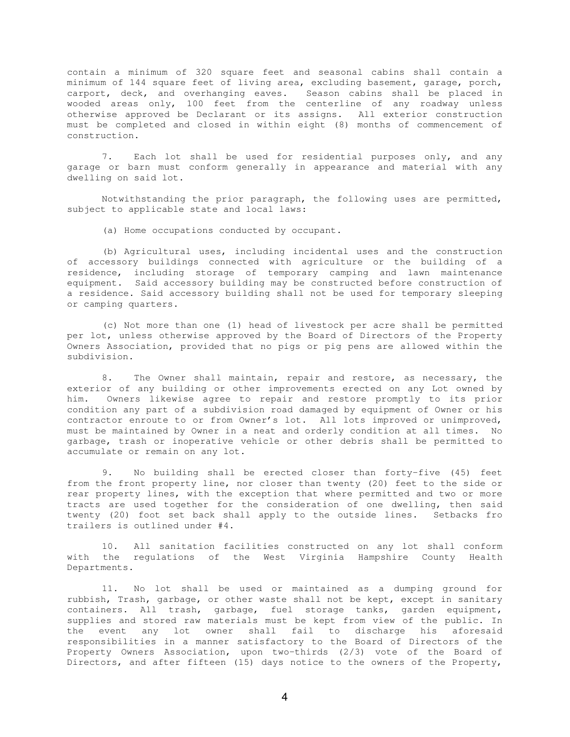contain a minimum of 320 square feet and seasonal cabins shall contain a minimum of 144 square feet of living area, excluding basement, garage, porch, carport, deck, and overhanging eaves. Season cabins shall be placed in wooded areas only, 100 feet from the centerline of any roadway unless otherwise approved be Declarant or its assigns. All exterior construction must be completed and closed in within eight (8) months of commencement of construction.

7. Each lot shall be used for residential purposes only, and any garage or barn must conform generally in appearance and material with any dwelling on said lot.

Notwithstanding the prior paragraph, the following uses are permitted, subject to applicable state and local laws:

(a) Home occupations conducted by occupant.

(b) Agricultural uses, including incidental uses and the construction of accessory buildings connected with agriculture or the building of a residence, including storage of temporary camping and lawn maintenance equipment. Said accessory building may be constructed before construction of a residence. Said accessory building shall not be used for temporary sleeping or camping quarters.

(c) Not more than one (1) head of livestock per acre shall be permitted per lot, unless otherwise approved by the Board of Directors of the Property Owners Association, provided that no pigs or pig pens are allowed within the subdivision.

8. The Owner shall maintain, repair and restore, as necessary, the exterior of any building or other improvements erected on any Lot owned by him. Owners likewise agree to repair and restore promptly to its prior condition any part of a subdivision road damaged by equipment of Owner or his contractor enroute to or from Owner's lot. All lots improved or unimproved, must be maintained by Owner in a neat and orderly condition at all times. No garbage, trash or inoperative vehicle or other debris shall be permitted to accumulate or remain on any lot.

9. No building shall be erected closer than forty-five (45) feet from the front property line, nor closer than twenty (20) feet to the side or rear property lines, with the exception that where permitted and two or more tracts are used together for the consideration of one dwelling, then said twenty (20) foot set back shall apply to the outside lines. Setbacks fro trailers is outlined under #4.

10. All sanitation facilities constructed on any lot shall conform with the regulations of the West Virginia Hampshire County Health Departments.

11. No lot shall be used or maintained as a dumping ground for rubbish, Trash, garbage, or other waste shall not be kept, except in sanitary containers. All trash, garbage, fuel storage tanks, garden equipment, supplies and stored raw materials must be kept from view of the public. In the event any lot owner shall fail to discharge his aforesaid responsibilities in a manner satisfactory to the Board of Directors of the Property Owners Association, upon two-thirds (2/3) vote of the Board of Directors, and after fifteen (15) days notice to the owners of the Property,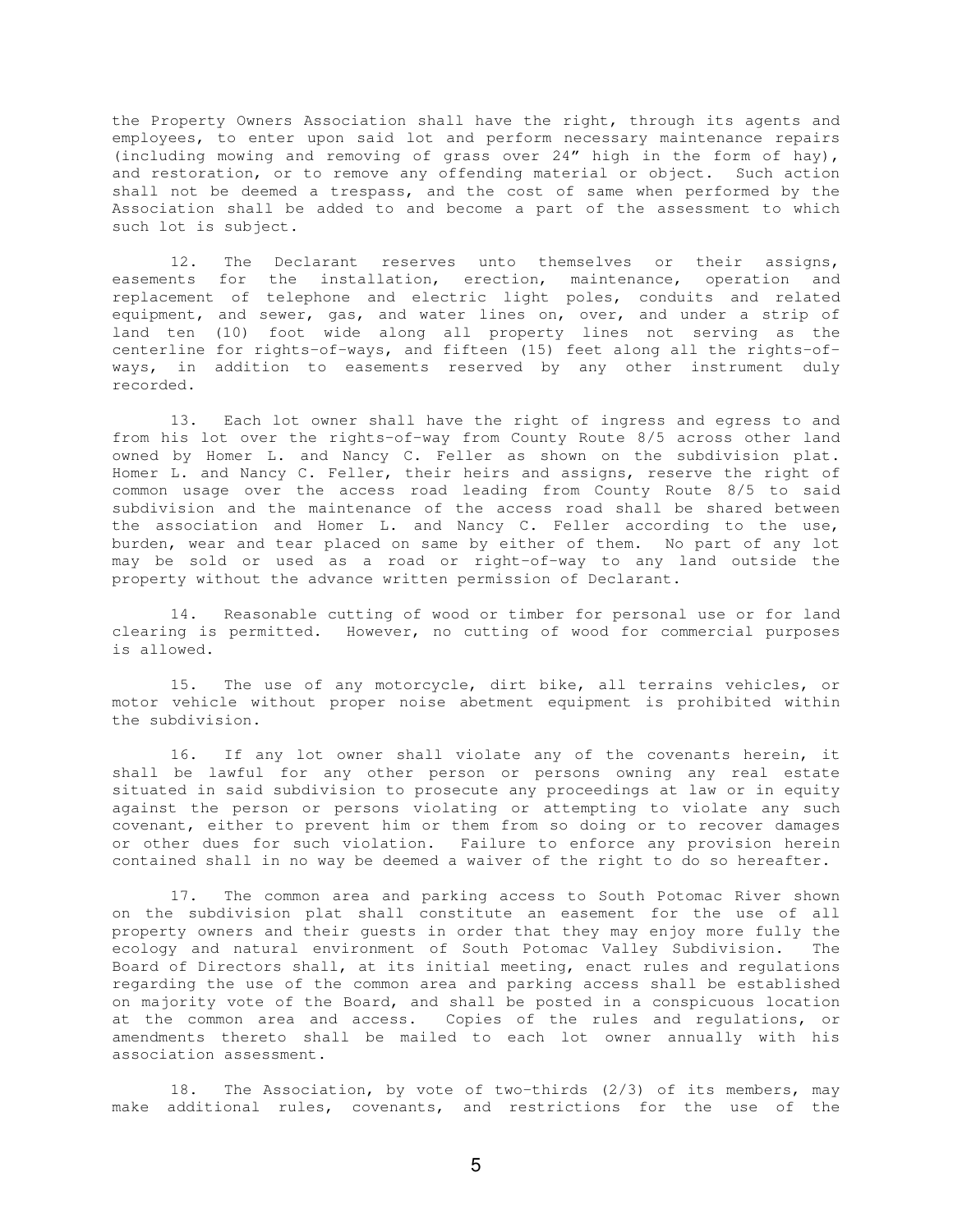the Property Owners Association shall have the right, through its agents and employees, to enter upon said lot and perform necessary maintenance repairs (including mowing and removing of grass over 24" high in the form of hay), and restoration, or to remove any offending material or object. Such action shall not be deemed a trespass, and the cost of same when performed by the Association shall be added to and become a part of the assessment to which such lot is subject.

12. The Declarant reserves unto themselves or their assigns, easements for the installation, erection, maintenance, operation and replacement of telephone and electric light poles, conduits and related equipment, and sewer, gas, and water lines on, over, and under a strip of land ten (10) foot wide along all property lines not serving as the centerline for rights-of-ways, and fifteen (15) feet along all the rights-of-ways, in addition to easements reserved by any other instrument duly recorded.

13. Each lot owner shall have the right of ingress and egress to and from his lot over the rights-of-way from County Route 8/5 across other land owned by Homer L. and Nancy C. Feller as shown on the subdivision plat. Homer L. and Nancy C. Feller, their heirs and assigns, reserve the right of common usage over the access road leading from County Route 8/5 to said subdivision and the maintenance of the access road shall be shared between the association and Homer L. and Nancy C. Feller according to the use, burden, wear and tear placed on same by either of them. No part of any lot may be sold or used as a road or right-of-way to any land outside the property without the advance written permission of Declarant.

14. Reasonable cutting of wood or timber for personal use or for land clearing is permitted. However, no cutting of wood for commercial purposes is allowed.

15. The use of any motorcycle, dirt bike, all terrains vehicles, or motor vehicle without proper noise abetment equipment is prohibited within the subdivision.

16. If any lot owner shall violate any of the covenants herein, it shall be lawful for any other person or persons owning any real estate situated in said subdivision to prosecute any proceedings at law or in equity against the person or persons violating or attempting to violate any such covenant, either to prevent him or them from so doing or to recover damages or other dues for such violation. Failure to enforce any provision herein contained shall in no way be deemed a waiver of the right to do so hereafter.

17. The common area and parking access to South Potomac River shown on the subdivision plat shall constitute an easement for the use of all property owners and their guests in order that they may enjoy more fully the ecology and natural environment of South Potomac Valley Subdivision. The Board of Directors shall, at its initial meeting, enact rules and regulations regarding the use of the common area and parking access shall be established on majority vote of the Board, and shall be posted in a conspicuous location at the common area and access. Copies of the rules and regulations, or amendments thereto shall be mailed to each lot owner annually with his association assessment.

18. The Association, by vote of two-thirds (2/3) of its members, may make additional rules, covenants, and restrictions for the use of the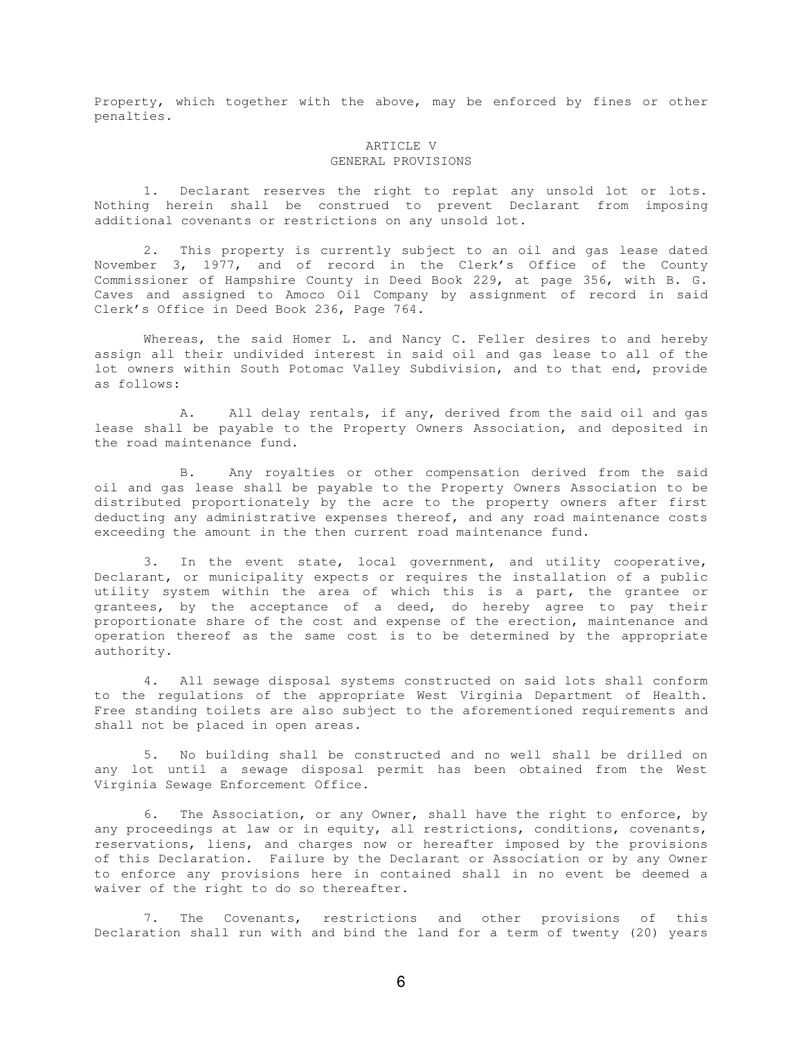Property, which together with the above, may be enforced by fines or other penalties.

## ARTICLE V
## GENERAL PROVISIONS

1. Declarant reserves the right to replat any unsold lot or lots. Nothing herein shall be construed to prevent Declarant from imposing additional covenants or restrictions on any unsold lot.

2. This property is currently subject to an oil and gas lease dated November 3, 1977, and of record in the Clerk's Office of the County Commissioner of Hampshire County in Deed Book 229, at page 356, with B. G. Caves and assigned to Amoco Oil Company by assignment of record in said Clerk's Office in Deed Book 236, Page 764.

Whereas, the said Homer L. and Nancy C. Feller desires to and hereby assign all their undivided interest in said oil and gas lease to all of the lot owners within South Potomac Valley Subdivision, and to that end, provide as follows:

A. All delay rentals, if any, derived from the said oil and gas lease shall be payable to the Property Owners Association, and deposited in the road maintenance fund.

B. Any royalties or other compensation derived from the said oil and gas lease shall be payable to the Property Owners Association to be distributed proportionately by the acre to the property owners after first deducting any administrative expenses thereof, and any road maintenance costs exceeding the amount in the then current road maintenance fund.

3. In the event state, local government, and utility cooperative, Declarant, or municipality expects or requires the installation of a public utility system within the area of which this is a part, the grantee or grantees, by the acceptance of a deed, do hereby agree to pay their proportionate share of the cost and expense of the erection, maintenance and operation thereof as the same cost is to be determined by the appropriate authority.

4. All sewage disposal systems constructed on said lots shall conform to the regulations of the appropriate West Virginia Department of Health. Free standing toilets are also subject to the aforementioned requirements and shall not be placed in open areas.

5. No building shall be constructed and no well shall be drilled on any lot until a sewage disposal permit has been obtained from the West Virginia Sewage Enforcement Office.

6. The Association, or any Owner, shall have the right to enforce, by any proceedings at law or in equity, all restrictions, conditions, covenants, reservations, liens, and charges now or hereafter imposed by the provisions of this Declaration. Failure by the Declarant or Association or by any Owner to enforce any provisions here in contained shall in no event be deemed a waiver of the right to do so thereafter.

7. The Covenants, restrictions and other provisions of this Declaration shall run with and bind the land for a term of twenty (20) years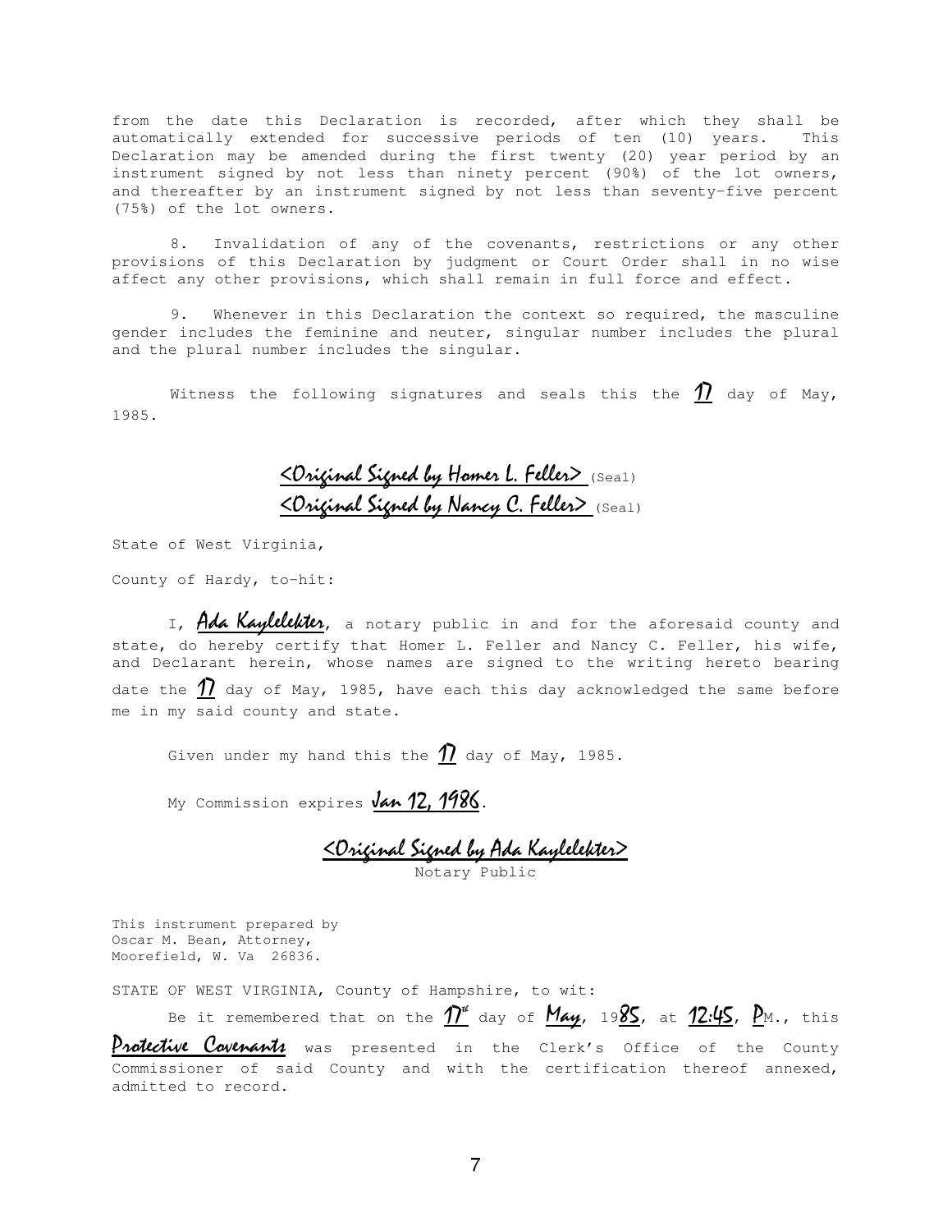from the date this Declaration is recorded, after which they shall be automatically extended for successive periods of ten (10) years. This Declaration may be amended during the first twenty (20) year period by an instrument signed by not less than ninety percent (90%) of the lot owners, and thereafter by an instrument signed by not less than seventy-five percent (75%) of the lot owners.

8. Invalidation of any of the covenants, restrictions or any other provisions of this Declaration by judgment or Court Order shall in no wise affect any other provisions, which shall remain in full force and effect.

9. Whenever in this Declaration the context so required, the masculine gender includes the feminine and neuter, singular number includes the plural and the plural number includes the singular.

Witness the following signatures and seals this the 17 day of May, 1985.

<Original Signed by Homer L. Feller> (Seal)
<Original Signed by Nancy C. Feller> (Seal)

State of West Virginia,

County of Hardy, to-hit:

I, Ada Kaylelekter, a notary public in and for the aforesaid county and state, do hereby certify that Homer L. Feller and Nancy C. Feller, his wife, and Declarant herein, whose names are signed to the writing hereto bearing date the 17 day of May, 1985, have each this day acknowledged the same before me in my said county and state.

Given under my hand this the 17 day of May, 1985.

My Commission expires Jan 12, 1986.

<Original Signed by Ada Kaylelekter>
Notary Public

This instrument prepared by
Oscar M. Bean, Attorney,
Moorefield, W. Va 26836.

STATE OF WEST VIRGINIA, County of Hampshire, to wit:

Be it remembered that on the 17th day of May, 1985, at 12:45, P.M., this Protective Covenants was presented in the Clerk's Office of the County Commissioner of said County and with the certification thereof annexed, admitted to record.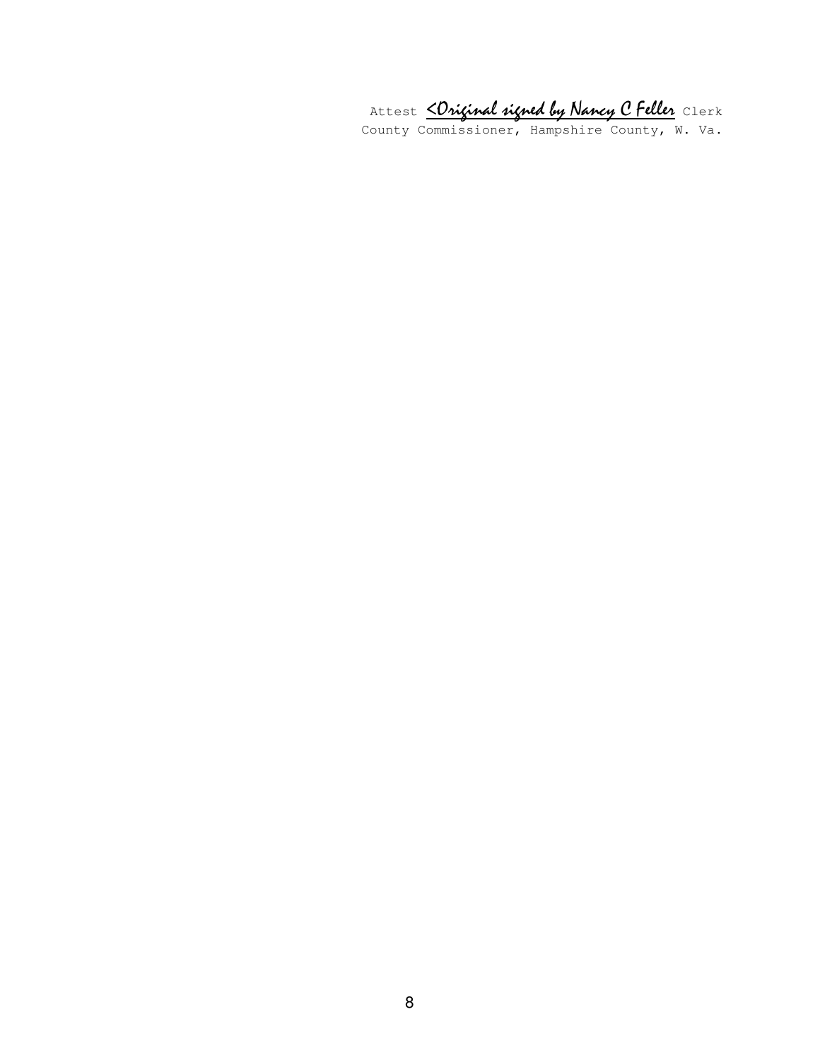Attest <u>*<Original signed by Nancy C Feller*</u> Clerk
County Commissioner, Hampshire County, W. Va.